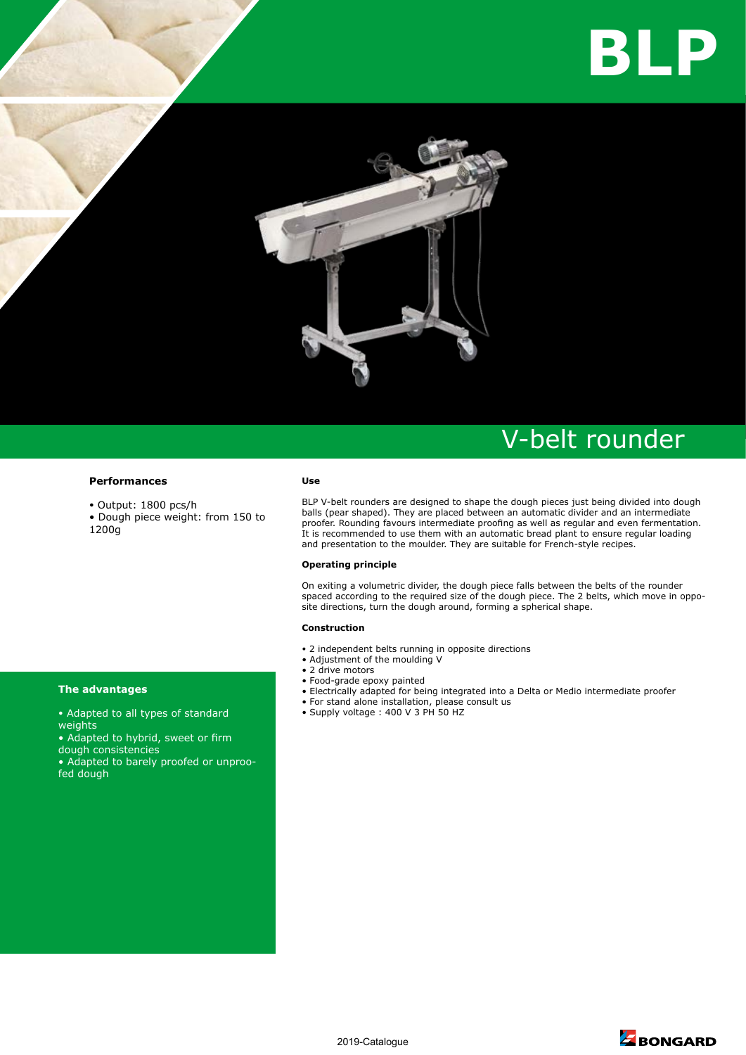# BLP

## V-belt rounder

### Performances

- Output: 1800 pcs/h
- Dough piece weight: from 150 to 1200g

### The advantages

- Adapted to all types of standard weights
- Adapted to hybrid, sweet or firm dough consistencies
- Adapted to barely proofed or unproofed dough

### Use

BLP V-belt rounders are designed to shape the dough pieces just being divided into dough balls (pear shaped). They are placed between an automatic divider and an intermediate proofer. Rounding favours intermediate proofing as well as regular and even fermentation. It is recommended to use them with an automatic bread plant to ensure regular loading and presentation to the moulder. They are suitable for French-style recipes.

### Operating principle

On exiting a volumetric divider, the dough piece falls between the belts of the rounder spaced according to the required size of the dough piece. The 2 belts, which move in opposite directions, turn the dough around, forming a spherical shape.

### Construction

- 2 independent belts running in opposite directions
- Adjustment of the moulding V
- 2 drive motors
- Food-grade epoxy painted
- Electrically adapted for being integrated into a Delta or Medio intermediate proofer
- For stand alone installation, please consult us
- Supply voltage : 400 V 3 PH 50 HZ

2019-Catalogue

BONGARD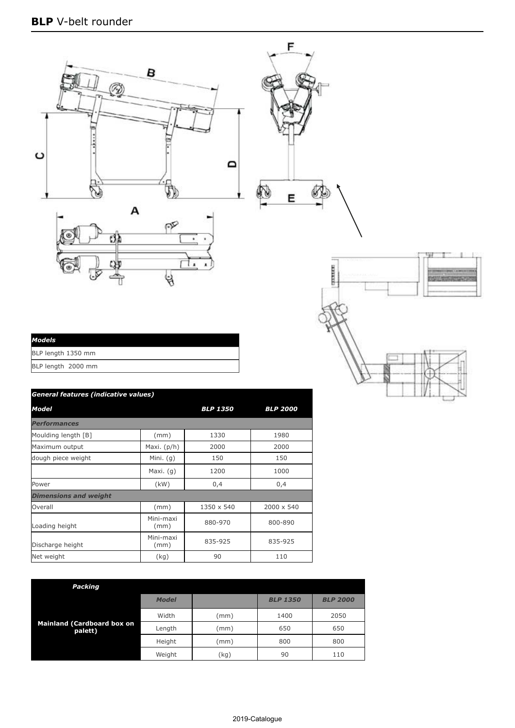# **BLP** V-belt rounder

| *Models* |
| --- |
| BLP length 1350 mm |
| BLP length  2000 mm |

| *General features (indicative values)* | | | |
| --- | --- | --- | --- |
| ***Model*** | | ***BLP 1350*** | ***BLP 2000*** |
| ***Performances*** | | | |
| Moulding length [B] | (mm) | 1330 | 1980 |
| Maximum output | Maxi. (p/h) | 2000 | 2000 |
| dough piece weight | Mini. (g) | 150 | 150 |
| | Maxi. (g) | 1200 | 1000 |
| Power | (kW) | 0,4 | 0,4 |
| ***Dimensions and weight*** | | | |
| Overall | (mm) | 1350 x 540 | 2000 x 540 |
| Loading height | Mini-maxi (mm) | 880-970 | 800-890 |
| Discharge height | Mini-maxi (mm) | 835-925 | 835-925 |
| Net weight | (kg) | 90 | 110 |

| ***Packing*** | | | | |
| --- | --- | --- | --- | --- |
| | ***Model*** | | ***BLP 1350*** | ***BLP 2000*** |
| **Mainland (Cardboard box on palett)** | Width | (mm) | 1400 | 2050 |
| | Length | (mm) | 650 | 650 |
| | Height | (mm) | 800 | 800 |
| | Weight | (kg) | 90 | 110 |